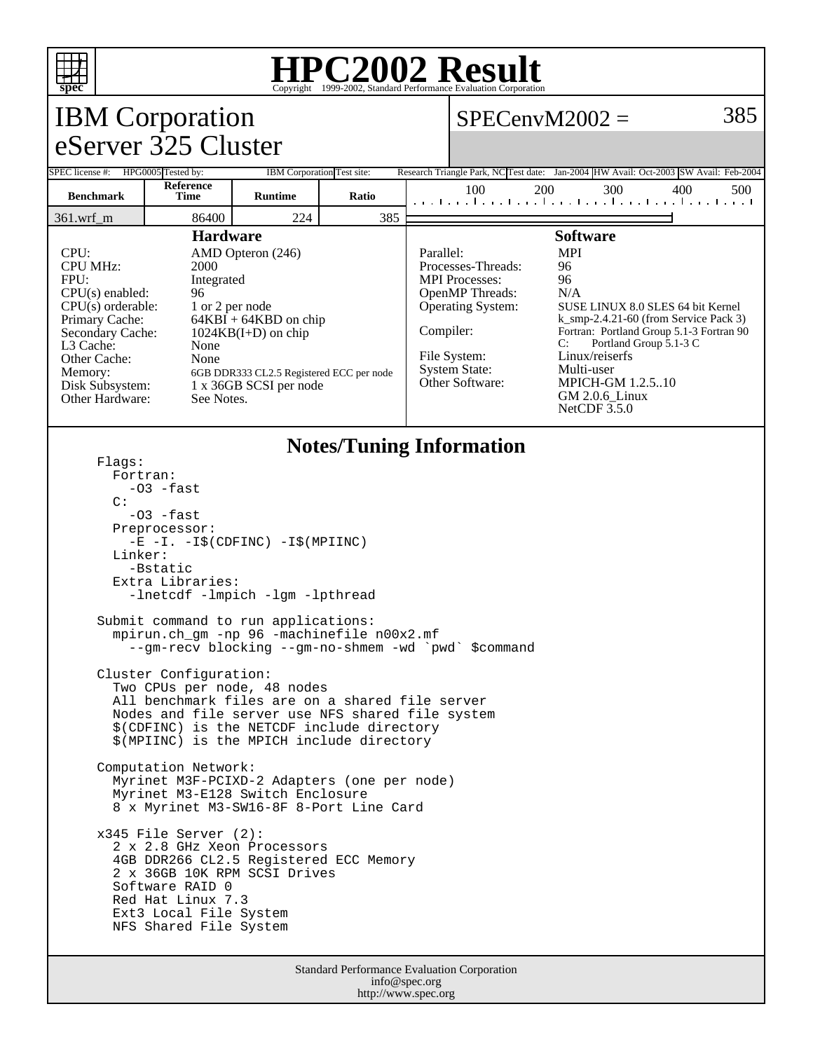# HPC2002 Result

Copyright 1999-2002, Standard Performance Evaluation Corporation

## IBM Corporation
## eServer 325 Cluster

SPECenvM2002 = 385

| SPEC license #: | HPG0005 | Tested by: | IBM Corporation | Test site: | Research Triangle Park, NC | Test date: | Jan-2004 | HW Avail: | Oct-2003 | SW Avail: | Feb-2004 |
|---|---|---|---|---|---|---|---|---|---|---|---|

| Benchmark | Reference Time | Runtime | Ratio |
|---|---|---|---|
| 361.wrf_m | 86400 | 224 | 385 |

100 200 300 400 500

### Hardware

| | |
|---|---|
| CPU: | AMD Opteron (246) |
| CPU MHz: | 2000 |
| FPU: | Integrated |
| CPU(s) enabled: | 96 |
| CPU(s) orderable: | 1 or 2 per node |
| Primary Cache: | 64KBI + 64KBD on chip |
| Secondary Cache: | 1024KB(I+D) on chip |
| L3 Cache: | None |
| Other Cache: | None |
| Memory: | 6GB DDR333 CL2.5 Registered ECC per node |
| Disk Subsystem: | 1 x 36GB SCSI per node |
| Other Hardware: | See Notes. |

### Software

| | |
|---|---|
| Parallel: | MPI |
| Processes-Threads: | 96 |
| MPI Processes: | 96 |
| OpenMP Threads: | N/A |
| Operating System: | SUSE LINUX 8.0 SLES 64 bit Kernel k_smp-2.4.21-60 (from Service Pack 3) |
| Compiler: | Fortran: Portland Group 5.1-3 Fortran 90<br>C: Portland Group 5.1-3 C |
| File System: | Linux/reiserfs |
| System State: | Multi-user |
| Other Software: | MPICH-GM 1.2.5..10<br>GM 2.0.6_Linux<br>NetCDF 3.5.0 |

### Notes/Tuning Information

```
Flags:
  Fortran:
    -O3 -fast
  C:
    -O3 -fast
  Preprocessor:
    -E -I. -I$(CDFINC) -I$(MPIINC)
  Linker:
    -Bstatic
  Extra Libraries:
    -lnetcdf -lmpich -lgm -lpthread

Submit command to run applications:
  mpirun.ch_gm -np 96 -machinefile n00x2.mf
    --gm-recv blocking --gm-no-shmem -wd `pwd` $command

Cluster Configuration:
  Two CPUs per node, 48 nodes
  All benchmark files are on a shared file server
  Nodes and file server use NFS shared file system
  $(CDFINC) is the NETCDF include directory
  $(MPIINC) is the MPICH include directory

Computation Network:
  Myrinet M3F-PCIXD-2 Adapters (one per node)
  Myrinet M3-E128 Switch Enclosure
  8 x Myrinet M3-SW16-8F 8-Port Line Card

x345 File Server (2):
  2 x 2.8 GHz Xeon Processors
  4GB DDR266 CL2.5 Registered ECC Memory
  2 x 36GB 10K RPM SCSI Drives
  Software RAID 0
  Red Hat Linux 7.3
  Ext3 Local File System
  NFS Shared File System
```

Standard Performance Evaluation Corporation
info@spec.org
http://www.spec.org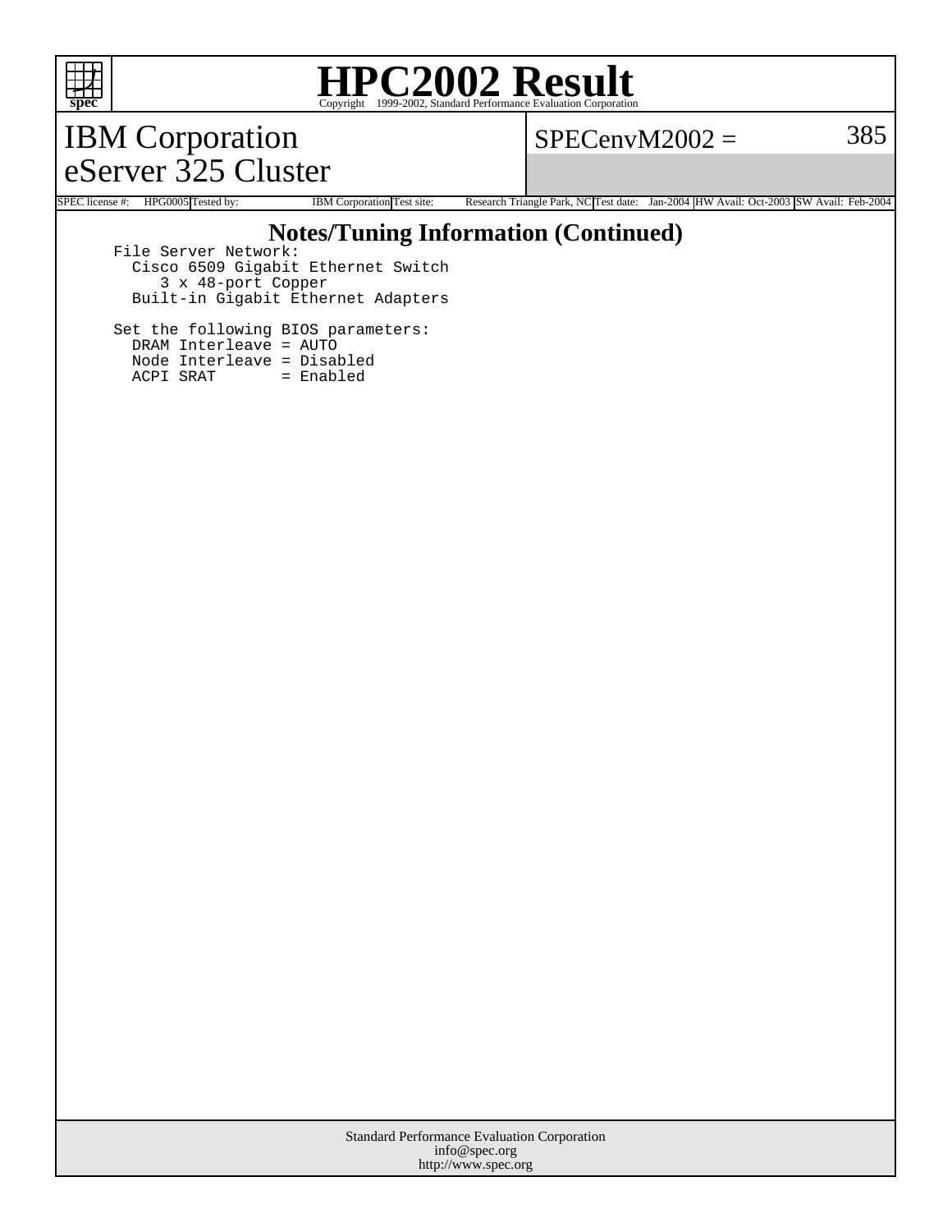# HPC2002 Result

Copyright 1999-2002, Standard Performance Evaluation Corporation

## IBM Corporation
## eServer 325 Cluster

SPECenvM2002 = 385

| SPEC license #: | HPG0005 | Tested by: | IBM Corporation | Test site: | Research Triangle Park, NC | Test date: | Jan-2004 | HW Avail: | Oct-2003 | SW Avail: | Feb-2004 |
|---|---|---|---|---|---|---|---|---|---|---|---|

### Notes/Tuning Information (Continued)

```
File Server Network:
  Cisco 6509 Gigabit Ethernet Switch
     3 x 48-port Copper
  Built-in Gigabit Ethernet Adapters

Set the following BIOS parameters:
  DRAM Interleave = AUTO
  Node Interleave = Disabled
  ACPI SRAT       = Enabled
```

Standard Performance Evaluation Corporation
info@spec.org
http://www.spec.org